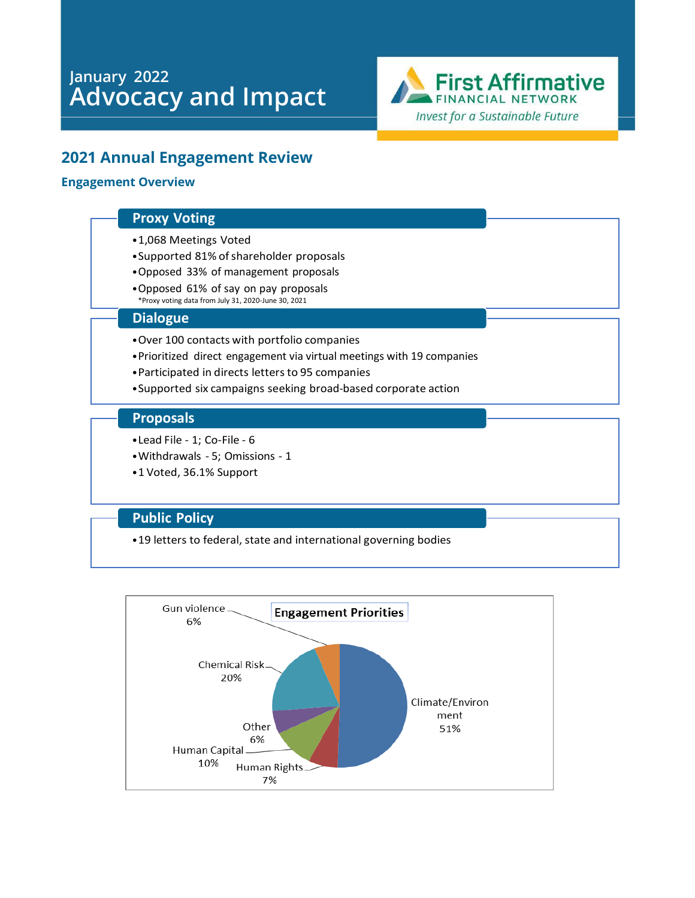January 2022

# Advocacy and Impact

First Affirmative FINANCIAL NETWORK

*Invest for a Sustainable Future*

## 2021 Annual Engagement Review

### Engagement Overview

#### Proxy Voting

- 1,068 Meetings Voted
- Supported 81% of shareholder proposals
- Opposed 33% of management proposals
- Opposed 61% of say on pay proposals

*Proxy voting data from July 31, 2020-June 30, 2021

#### Dialogue

- Over 100 contacts with portfolio companies
- Prioritized direct engagement via virtual meetings with 19 companies
- Participated in directs letters to 95 companies
- Supported six campaigns seeking broad-based corporate action

#### Proposals

- Lead File - 1; Co-File - 6
- Withdrawals - 5; Omissions - 1
- 1 Voted, 36.1% Support

#### Public Policy

- 19 letters to federal, state and international governing bodies

**Engagement Priorities**

| Priority | Share |
|---|---|
| Climate/Environment | 51% |
| Chemical Risk | 20% |
| Human Capital | 10% |
| Human Rights | 7% |
| Gun violence | 6% |
| Other | 6% |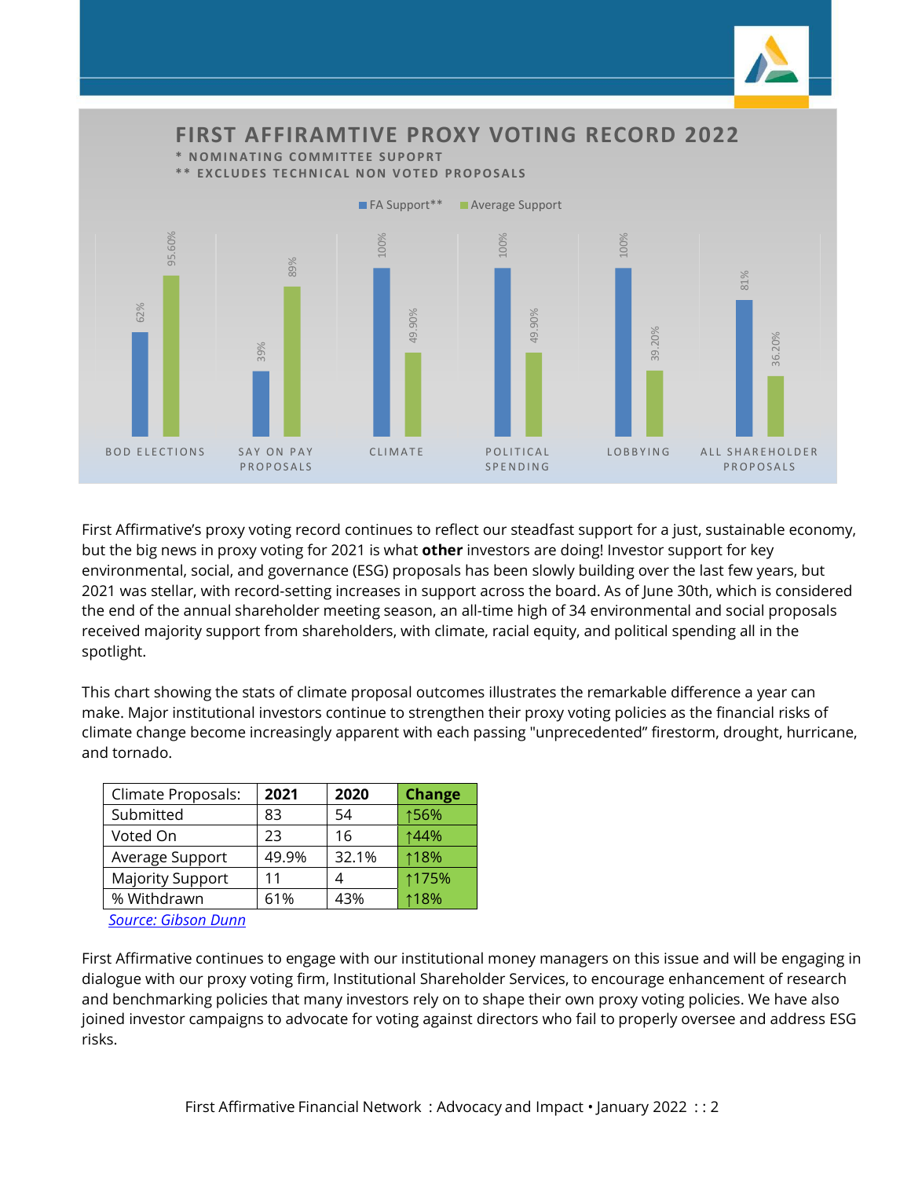## FIRST AFFIRAMTIVE PROXY VOTING RECORD 2022

\* NOMINATING COMMITTEE SUPOPRT

\*\* EXCLUDES TECHNICAL NON VOTED PROPOSALS

| | FA Support** | Average Support |
|---|---|---|
| BOD ELECTIONS | 62% | 95.60% |
| SAY ON PAY PROPOSALS | 39% | 89% |
| CLIMATE | 100% | 49.90% |
| POLITICAL SPENDING | 100% | 49.90% |
| LOBBYING | 100% | 39.20% |
| ALL SHAREHOLDER PROPOSALS | 81% | 36.20% |

First Affirmative's proxy voting record continues to reflect our steadfast support for a just, sustainable economy, but the big news in proxy voting for 2021 is what **other** investors are doing! Investor support for key environmental, social, and governance (ESG) proposals has been slowly building over the last few years, but 2021 was stellar, with record-setting increases in support across the board. As of June 30th, which is considered the end of the annual shareholder meeting season, an all-time high of 34 environmental and social proposals received majority support from shareholders, with climate, racial equity, and political spending all in the spotlight.

This chart showing the stats of climate proposal outcomes illustrates the remarkable difference a year can make. Major institutional investors continue to strengthen their proxy voting policies as the financial risks of climate change become increasingly apparent with each passing "unprecedented" firestorm, drought, hurricane, and tornado.

| Climate Proposals: | 2021 | 2020 | Change |
|---|---|---|---|
| Submitted | 83 | 54 | ↑56% |
| Voted On | 23 | 16 | ↑44% |
| Average Support | 49.9% | 32.1% | ↑18% |
| Majority Support | 11 | 4 | ↑175% |
| % Withdrawn | 61% | 43% | ↑18% |

*Source: Gibson Dunn*

First Affirmative continues to engage with our institutional money managers on this issue and will be engaging in dialogue with our proxy voting firm, Institutional Shareholder Services, to encourage enhancement of research and benchmarking policies that many investors rely on to shape their own proxy voting policies. We have also joined investor campaigns to advocate for voting against directors who fail to properly oversee and address ESG risks.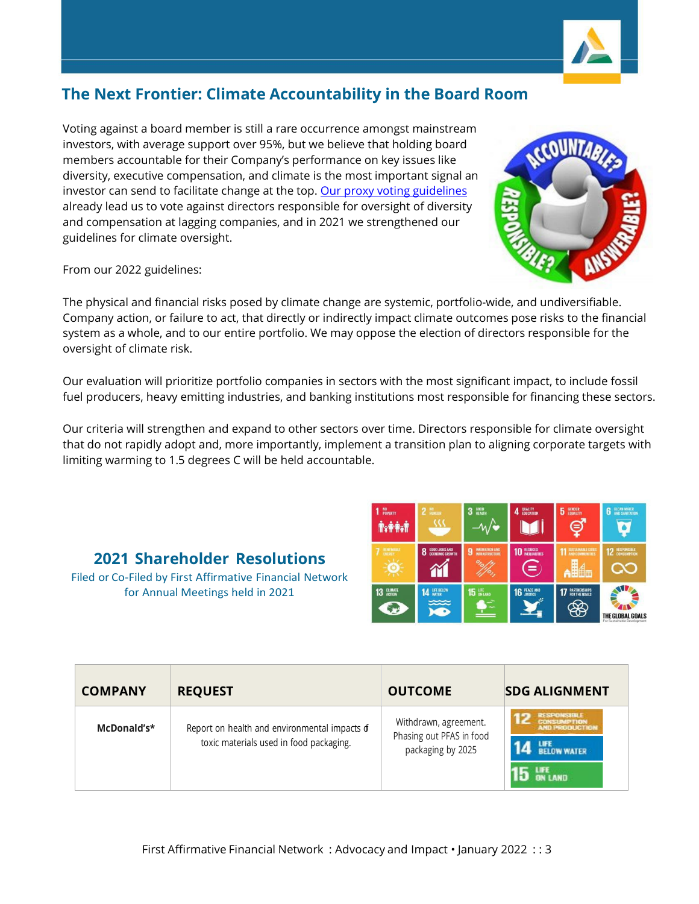## The Next Frontier: Climate Accountability in the Board Room

Voting against a board member is still a rare occurrence amongst mainstream investors, with average support over 95%, but we believe that holding board members accountable for their Company's performance on key issues like diversity, executive compensation, and climate is the most important signal an investor can send to facilitate change at the top. Our proxy voting guidelines already lead us to vote against directors responsible for oversight of diversity and compensation at lagging companies, and in 2021 we strengthened our guidelines for climate oversight.

From our 2022 guidelines:

The physical and financial risks posed by climate change are systemic, portfolio-wide, and undiversifiable. Company action, or failure to act, that directly or indirectly impact climate outcomes pose risks to the financial system as a whole, and to our entire portfolio. We may oppose the election of directors responsible for the oversight of climate risk.

Our evaluation will prioritize portfolio companies in sectors with the most significant impact, to include fossil fuel producers, heavy emitting industries, and banking institutions most responsible for financing these sectors.

Our criteria will strengthen and expand to other sectors over time. Directors responsible for climate oversight that do not rapidly adopt and, more importantly, implement a transition plan to aligning corporate targets with limiting warming to 1.5 degrees C will be held accountable.

## 2021 Shareholder Resolutions

Filed or Co-Filed by First Affirmative Financial Network for Annual Meetings held in 2021

| COMPANY | REQUEST | OUTCOME | SDG ALIGNMENT |
|---|---|---|---|
| McDonald's* | Report on health and environmental impacts of toxic materials used in food packaging. | Withdrawn, agreement. Phasing out PFAS in food packaging by 2025 | 12 Responsible Consumption and Production; 14 Life Below Water; 15 Life on Land |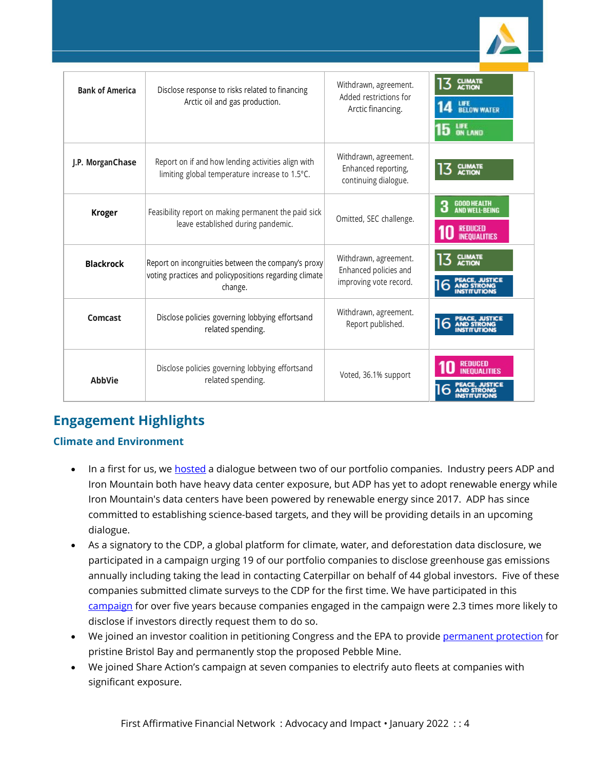| Bank of America | Disclose response to risks related to financing Arctic oil and gas production. | Withdrawn, agreement. Added restrictions for Arctic financing. | 13 CLIMATE ACTION; 14 LIFE BELOW WATER; 15 LIFE ON LAND |
|---|---|---|---|
| J.P. MorganChase | Report on if and how lending activities align with limiting global temperature increase to 1.5°C. | Withdrawn, agreement. Enhanced reporting, continuing dialogue. | 13 CLIMATE ACTION |
| Kroger | Feasibility report on making permanent the paid sick leave established during pandemic. | Omitted, SEC challenge. | 3 GOOD HEALTH AND WELL-BEING; 10 REDUCED INEQUALITIES |
| Blackrock | Report on incongruities between the company's proxy voting practices and policypositions regarding climate change. | Withdrawn, agreement. Enhanced policies and improving vote record. | 13 CLIMATE ACTION; 16 PEACE, JUSTICE AND STRONG INSTITUTIONS |
| Comcast | Disclose policies governing lobbying effortsand related spending. | Withdrawn, agreement. Report published. | 16 PEACE, JUSTICE AND STRONG INSTITUTIONS |
| AbbVie | Disclose policies governing lobbying effortsand related spending. | Voted, 36.1% support | 10 REDUCED INEQUALITIES; 16 PEACE, JUSTICE AND STRONG INSTITUTIONS |

## Engagement Highlights

### Climate and Environment

- In a first for us, we hosted a dialogue between two of our portfolio companies. Industry peers ADP and Iron Mountain both have heavy data center exposure, but ADP has yet to adopt renewable energy while Iron Mountain's data centers have been powered by renewable energy since 2017. ADP has since committed to establishing science-based targets, and they will be providing details in an upcoming dialogue.
- As a signatory to the CDP, a global platform for climate, water, and deforestation data disclosure, we participated in a campaign urging 19 of our portfolio companies to disclose greenhouse gas emissions annually including taking the lead in contacting Caterpillar on behalf of 44 global investors. Five of these companies submitted climate surveys to the CDP for the first time. We have participated in this campaign for over five years because companies engaged in the campaign were 2.3 times more likely to disclose if investors directly request them to do so.
- We joined an investor coalition in petitioning Congress and the EPA to provide permanent protection for pristine Bristol Bay and permanently stop the proposed Pebble Mine.
- We joined Share Action's campaign at seven companies to electrify auto fleets at companies with significant exposure.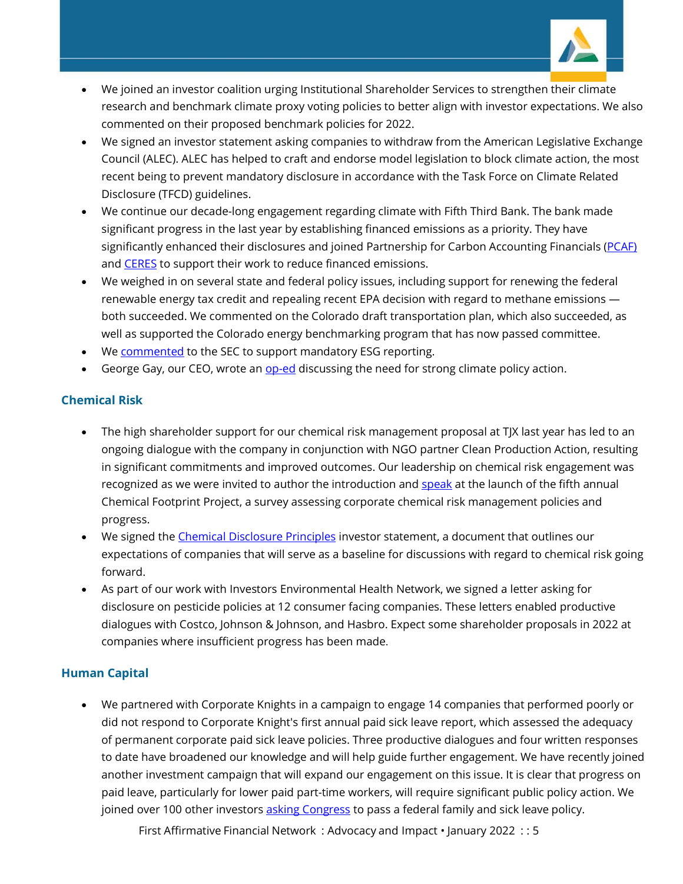- We joined an investor coalition urging Institutional Shareholder Services to strengthen their climate research and benchmark climate proxy voting policies to better align with investor expectations. We also commented on their proposed benchmark policies for 2022.
- We signed an investor statement asking companies to withdraw from the American Legislative Exchange Council (ALEC). ALEC has helped to craft and endorse model legislation to block climate action, the most recent being to prevent mandatory disclosure in accordance with the Task Force on Climate Related Disclosure (TFCD) guidelines.
- We continue our decade-long engagement regarding climate with Fifth Third Bank. The bank made significant progress in the last year by establishing financed emissions as a priority. They have significantly enhanced their disclosures and joined Partnership for Carbon Accounting Financials (PCAF) and CERES to support their work to reduce financed emissions.
- We weighed in on several state and federal policy issues, including support for renewing the federal renewable energy tax credit and repealing recent EPA decision with regard to methane emissions — both succeeded. We commented on the Colorado draft transportation plan, which also succeeded, as well as supported the Colorado energy benchmarking program that has now passed committee.
- We commented to the SEC to support mandatory ESG reporting.
- George Gay, our CEO, wrote an op-ed discussing the need for strong climate policy action.

## Chemical Risk

- The high shareholder support for our chemical risk management proposal at TJX last year has led to an ongoing dialogue with the company in conjunction with NGO partner Clean Production Action, resulting in significant commitments and improved outcomes. Our leadership on chemical risk engagement was recognized as we were invited to author the introduction and speak at the launch of the fifth annual Chemical Footprint Project, a survey assessing corporate chemical risk management policies and progress.
- We signed the Chemical Disclosure Principles investor statement, a document that outlines our expectations of companies that will serve as a baseline for discussions with regard to chemical risk going forward.
- As part of our work with Investors Environmental Health Network, we signed a letter asking for disclosure on pesticide policies at 12 consumer facing companies. These letters enabled productive dialogues with Costco, Johnson & Johnson, and Hasbro. Expect some shareholder proposals in 2022 at companies where insufficient progress has been made.

## Human Capital

- We partnered with Corporate Knights in a campaign to engage 14 companies that performed poorly or did not respond to Corporate Knight's first annual paid sick leave report, which assessed the adequacy of permanent corporate paid sick leave policies. Three productive dialogues and four written responses to date have broadened our knowledge and will help guide further engagement. We have recently joined another investment campaign that will expand our engagement on this issue. It is clear that progress on paid leave, particularly for lower paid part-time workers, will require significant public policy action. We joined over 100 other investors asking Congress to pass a federal family and sick leave policy.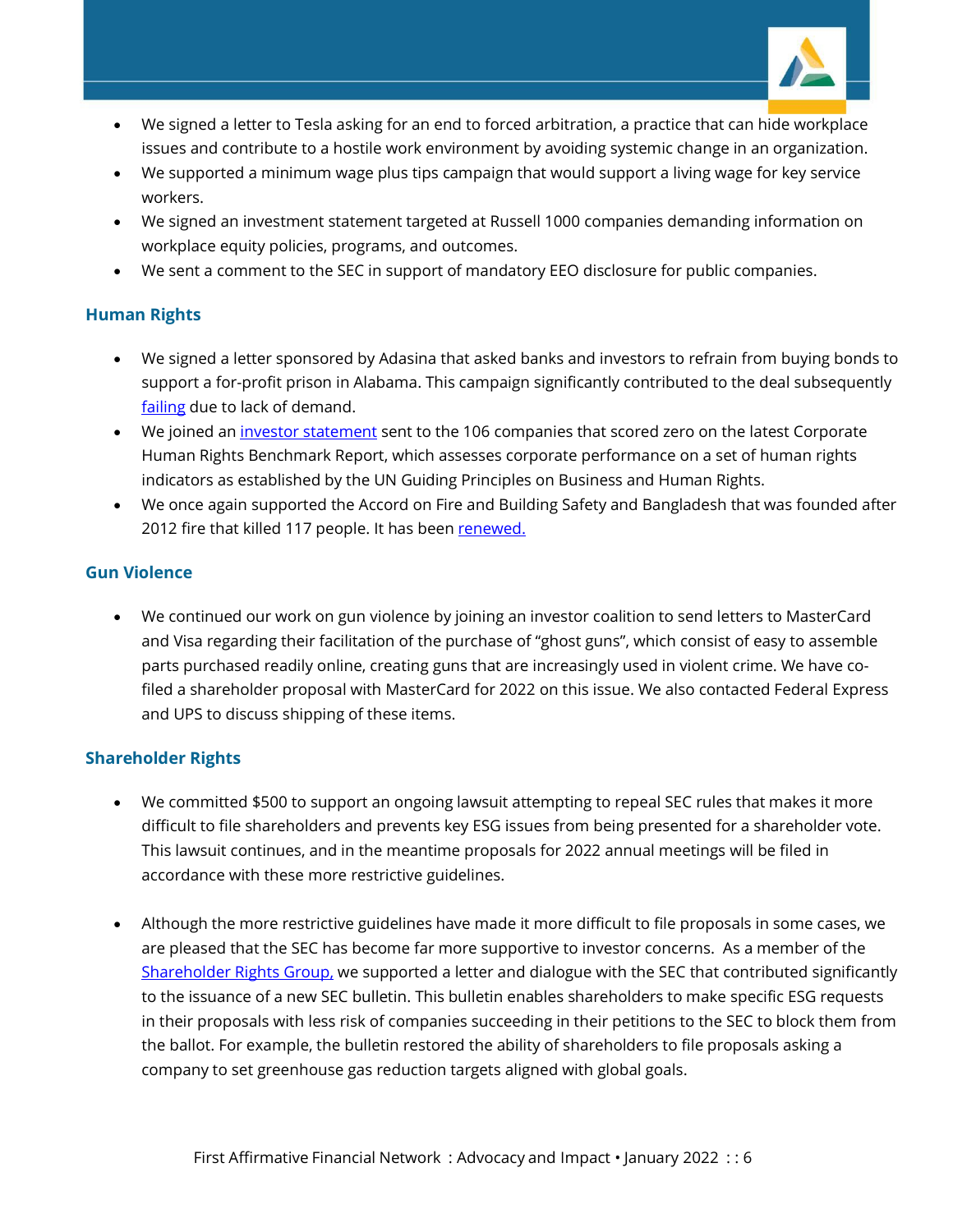- We signed a letter to Tesla asking for an end to forced arbitration, a practice that can hide workplace issues and contribute to a hostile work environment by avoiding systemic change in an organization.
- We supported a minimum wage plus tips campaign that would support a living wage for key service workers.
- We signed an investment statement targeted at Russell 1000 companies demanding information on workplace equity policies, programs, and outcomes.
- We sent a comment to the SEC in support of mandatory EEO disclosure for public companies.

## Human Rights

- We signed a letter sponsored by Adasina that asked banks and investors to refrain from buying bonds to support a for-profit prison in Alabama. This campaign significantly contributed to the deal subsequently failing due to lack of demand.
- We joined an investor statement sent to the 106 companies that scored zero on the latest Corporate Human Rights Benchmark Report, which assesses corporate performance on a set of human rights indicators as established by the UN Guiding Principles on Business and Human Rights.
- We once again supported the Accord on Fire and Building Safety and Bangladesh that was founded after 2012 fire that killed 117 people. It has been renewed.

## Gun Violence

- We continued our work on gun violence by joining an investor coalition to send letters to MasterCard and Visa regarding their facilitation of the purchase of "ghost guns", which consist of easy to assemble parts purchased readily online, creating guns that are increasingly used in violent crime. We have co-filed a shareholder proposal with MasterCard for 2022 on this issue. We also contacted Federal Express and UPS to discuss shipping of these items.

## Shareholder Rights

- We committed $500 to support an ongoing lawsuit attempting to repeal SEC rules that makes it more difficult to file shareholders and prevents key ESG issues from being presented for a shareholder vote. This lawsuit continues, and in the meantime proposals for 2022 annual meetings will be filed in accordance with these more restrictive guidelines.

- Although the more restrictive guidelines have made it more difficult to file proposals in some cases, we are pleased that the SEC has become far more supportive to investor concerns. As a member of the Shareholder Rights Group, we supported a letter and dialogue with the SEC that contributed significantly to the issuance of a new SEC bulletin. This bulletin enables shareholders to make specific ESG requests in their proposals with less risk of companies succeeding in their petitions to the SEC to block them from the ballot. For example, the bulletin restored the ability of shareholders to file proposals asking a company to set greenhouse gas reduction targets aligned with global goals.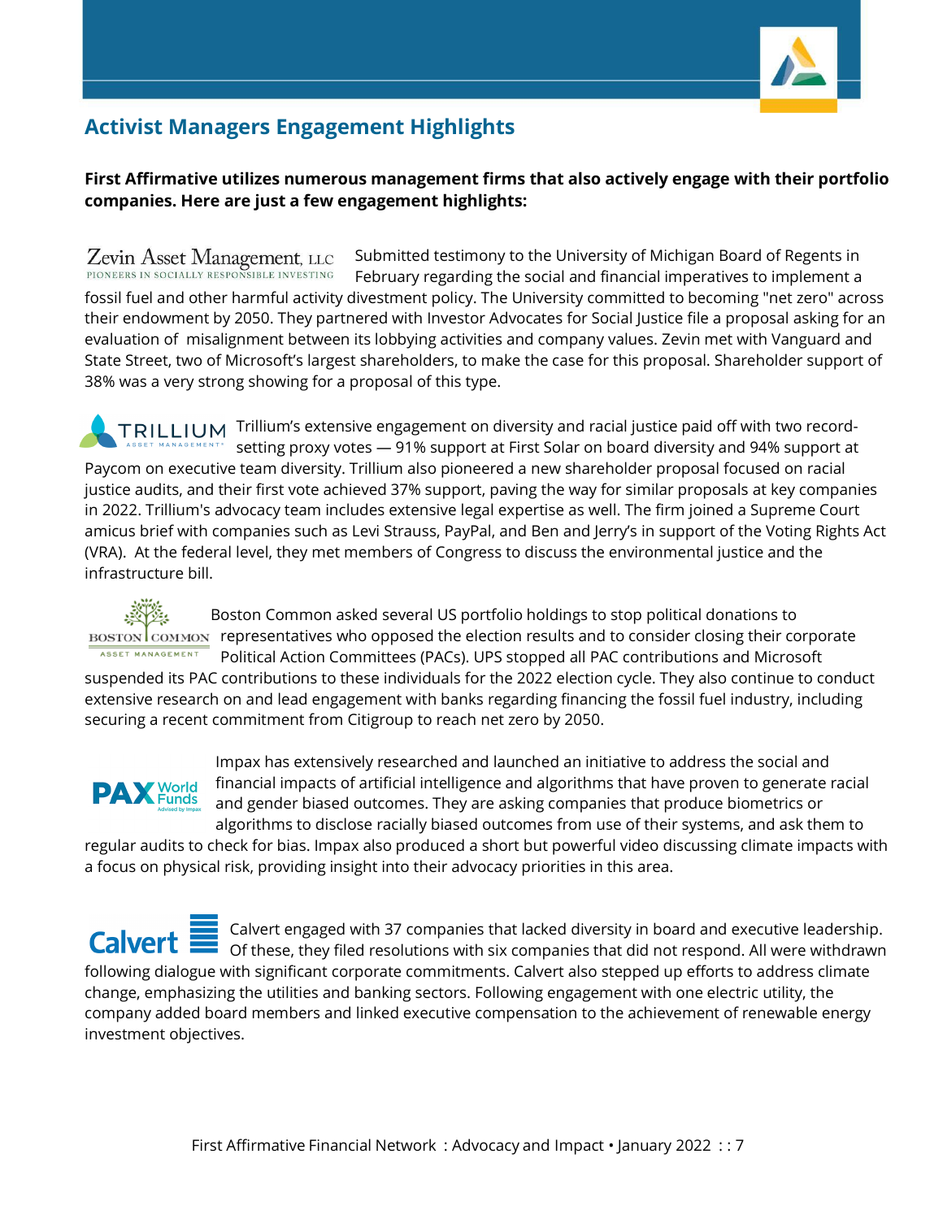## Activist Managers Engagement Highlights

**First Affirmative utilizes numerous management firms that also actively engage with their portfolio companies. Here are just a few engagement highlights:**

Zevin Asset Management, LLC — PIONEERS IN SOCIALLY RESPONSIBLE INVESTING

Submitted testimony to the University of Michigan Board of Regents in February regarding the social and financial imperatives to implement a fossil fuel and other harmful activity divestment policy. The University committed to becoming "net zero" across their endowment by 2050. They partnered with Investor Advocates for Social Justice file a proposal asking for an evaluation of misalignment between its lobbying activities and company values. Zevin met with Vanguard and State Street, two of Microsoft's largest shareholders, to make the case for this proposal. Shareholder support of 38% was a very strong showing for a proposal of this type.

TRILLIUM ASSET MANAGEMENT

Trillium's extensive engagement on diversity and racial justice paid off with two record-setting proxy votes — 91% support at First Solar on board diversity and 94% support at Paycom on executive team diversity. Trillium also pioneered a new shareholder proposal focused on racial justice audits, and their first vote achieved 37% support, paving the way for similar proposals at key companies in 2022. Trillium's advocacy team includes extensive legal expertise as well. The firm joined a Supreme Court amicus brief with companies such as Levi Strauss, PayPal, and Ben and Jerry's in support of the Voting Rights Act (VRA). At the federal level, they met members of Congress to discuss the environmental justice and the infrastructure bill.

BOSTON COMMON ASSET MANAGEMENT

Boston Common asked several US portfolio holdings to stop political donations to representatives who opposed the election results and to consider closing their corporate Political Action Committees (PACs). UPS stopped all PAC contributions and Microsoft suspended its PAC contributions to these individuals for the 2022 election cycle. They also continue to conduct extensive research on and lead engagement with banks regarding financing the fossil fuel industry, including securing a recent commitment from Citigroup to reach net zero by 2050.

PAX World Funds — Advised by Impax

Impax has extensively researched and launched an initiative to address the social and financial impacts of artificial intelligence and algorithms that have proven to generate racial and gender biased outcomes. They are asking companies that produce biometrics or algorithms to disclose racially biased outcomes from use of their systems, and ask them to regular audits to check for bias. Impax also produced a short but powerful video discussing climate impacts with a focus on physical risk, providing insight into their advocacy priorities in this area.

Calvert

Calvert engaged with 37 companies that lacked diversity in board and executive leadership. Of these, they filed resolutions with six companies that did not respond. All were withdrawn following dialogue with significant corporate commitments. Calvert also stepped up efforts to address climate change, emphasizing the utilities and banking sectors. Following engagement with one electric utility, the company added board members and linked executive compensation to the achievement of renewable energy investment objectives.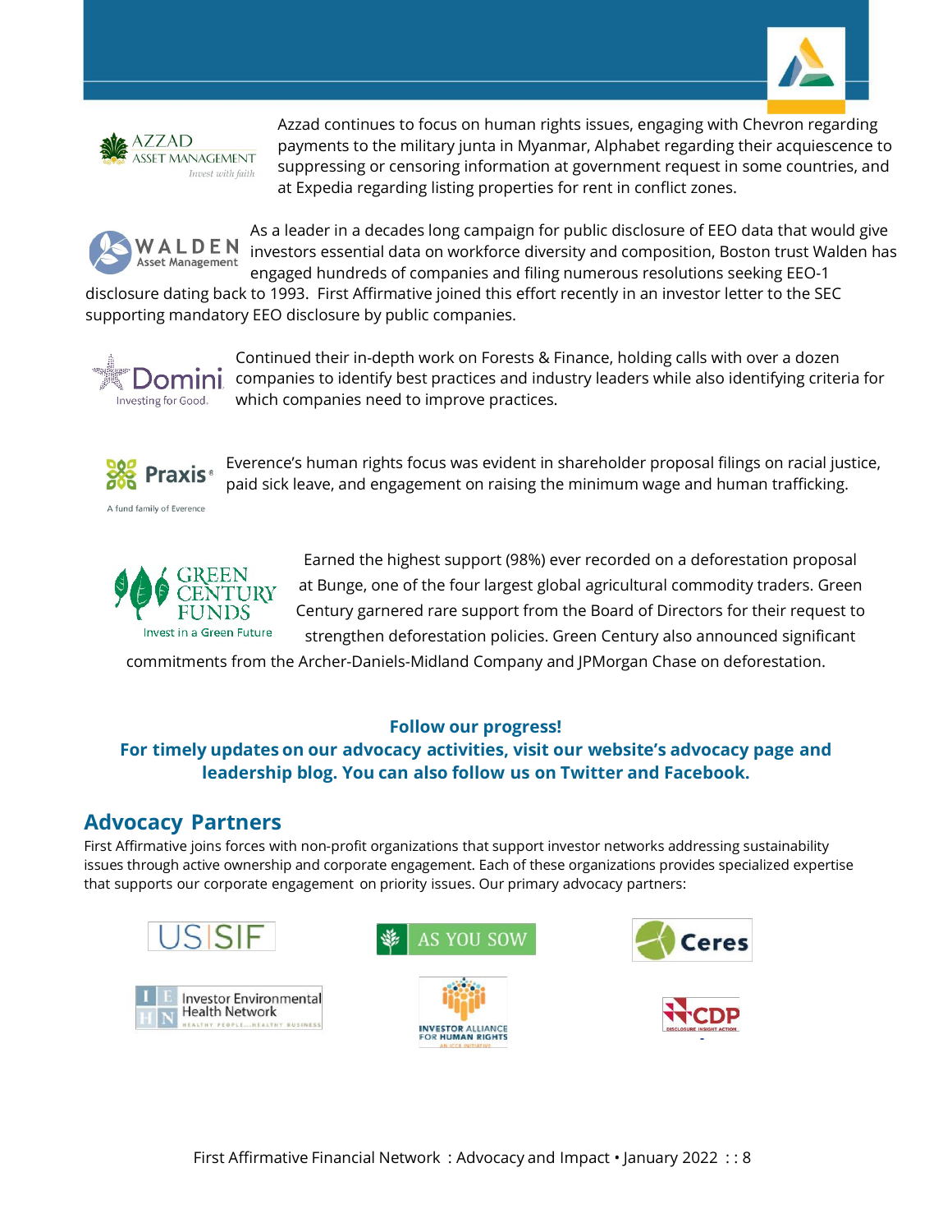Azzad continues to focus on human rights issues, engaging with Chevron regarding payments to the military junta in Myanmar, Alphabet regarding their acquiescence to suppressing or censoring information at government request in some countries, and at Expedia regarding listing properties for rent in conflict zones.

As a leader in a decades long campaign for public disclosure of EEO data that would give investors essential data on workforce diversity and composition, Boston trust Walden has engaged hundreds of companies and filing numerous resolutions seeking EEO-1 disclosure dating back to 1993. First Affirmative joined this effort recently in an investor letter to the SEC supporting mandatory EEO disclosure by public companies.

Continued their in-depth work on Forests & Finance, holding calls with over a dozen companies to identify best practices and industry leaders while also identifying criteria for which companies need to improve practices.

Everence's human rights focus was evident in shareholder proposal filings on racial justice, paid sick leave, and engagement on raising the minimum wage and human trafficking.

Earned the highest support (98%) ever recorded on a deforestation proposal at Bunge, one of the four largest global agricultural commodity traders. Green Century garnered rare support from the Board of Directors for their request to strengthen deforestation policies. Green Century also announced significant commitments from the Archer-Daniels-Midland Company and JPMorgan Chase on deforestation.

**Follow our progress!**
**For timely updates on our advocacy activities, visit our website's advocacy page and leadership blog. You can also follow us on Twitter and Facebook.**

## Advocacy Partners

First Affirmative joins forces with non-profit organizations that support investor networks addressing sustainability issues through active ownership and corporate engagement. Each of these organizations provides specialized expertise that supports our corporate engagement on priority issues. Our primary advocacy partners: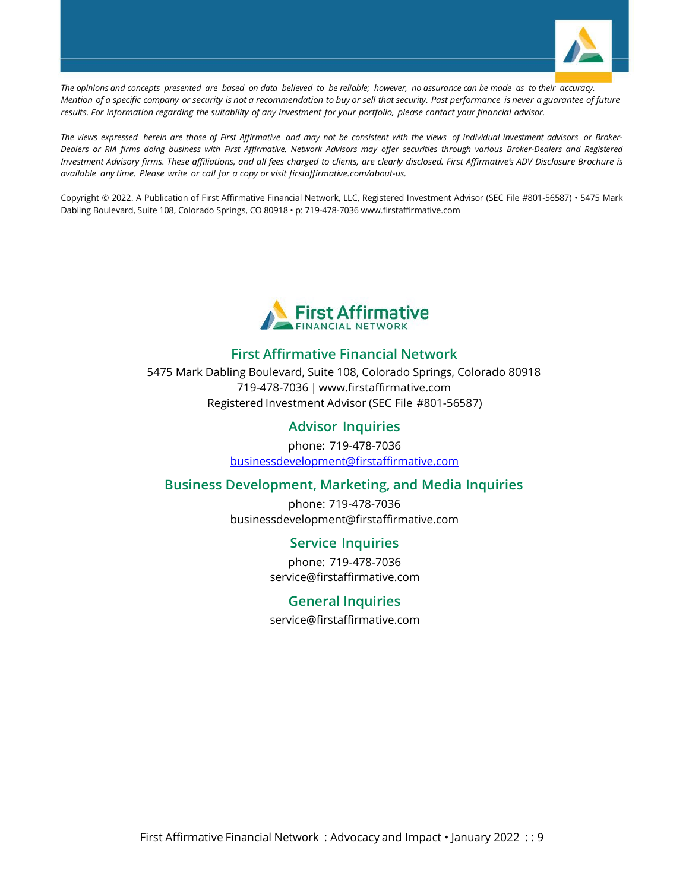*The opinions and concepts presented are based on data believed to be reliable; however, no assurance can be made as to their accuracy. Mention of a specific company or security is not a recommendation to buy or sell that security. Past performance is never a guarantee of future results. For information regarding the suitability of any investment for your portfolio, please contact your financial advisor.*

*The views expressed herein are those of First Affirmative and may not be consistent with the views of individual investment advisors or Broker-Dealers or RIA firms doing business with First Affirmative. Network Advisors may offer securities through various Broker-Dealers and Registered Investment Advisory firms. These affiliations, and all fees charged to clients, are clearly disclosed. First Affirmative's ADV Disclosure Brochure is available any time. Please write or call for a copy or visit firstaffirmative.com/about-us.*

Copyright © 2022. A Publication of First Affirmative Financial Network, LLC, Registered Investment Advisor (SEC File #801-56587) • 5475 Mark Dabling Boulevard, Suite 108, Colorado Springs, CO 80918 • p: 719-478-7036 www.firstaffirmative.com

First Affirmative
FINANCIAL NETWORK

## First Affirmative Financial Network

5475 Mark Dabling Boulevard, Suite 108, Colorado Springs, Colorado 80918
719-478-7036 | www.firstaffirmative.com
Registered Investment Advisor (SEC File #801-56587)

### Advisor Inquiries

phone: 719-478-7036
businessdevelopment@firstaffirmative.com

### Business Development, Marketing, and Media Inquiries

phone: 719-478-7036
businessdevelopment@firstaffirmative.com

### Service Inquiries

phone: 719-478-7036
service@firstaffirmative.com

### General Inquiries

service@firstaffirmative.com